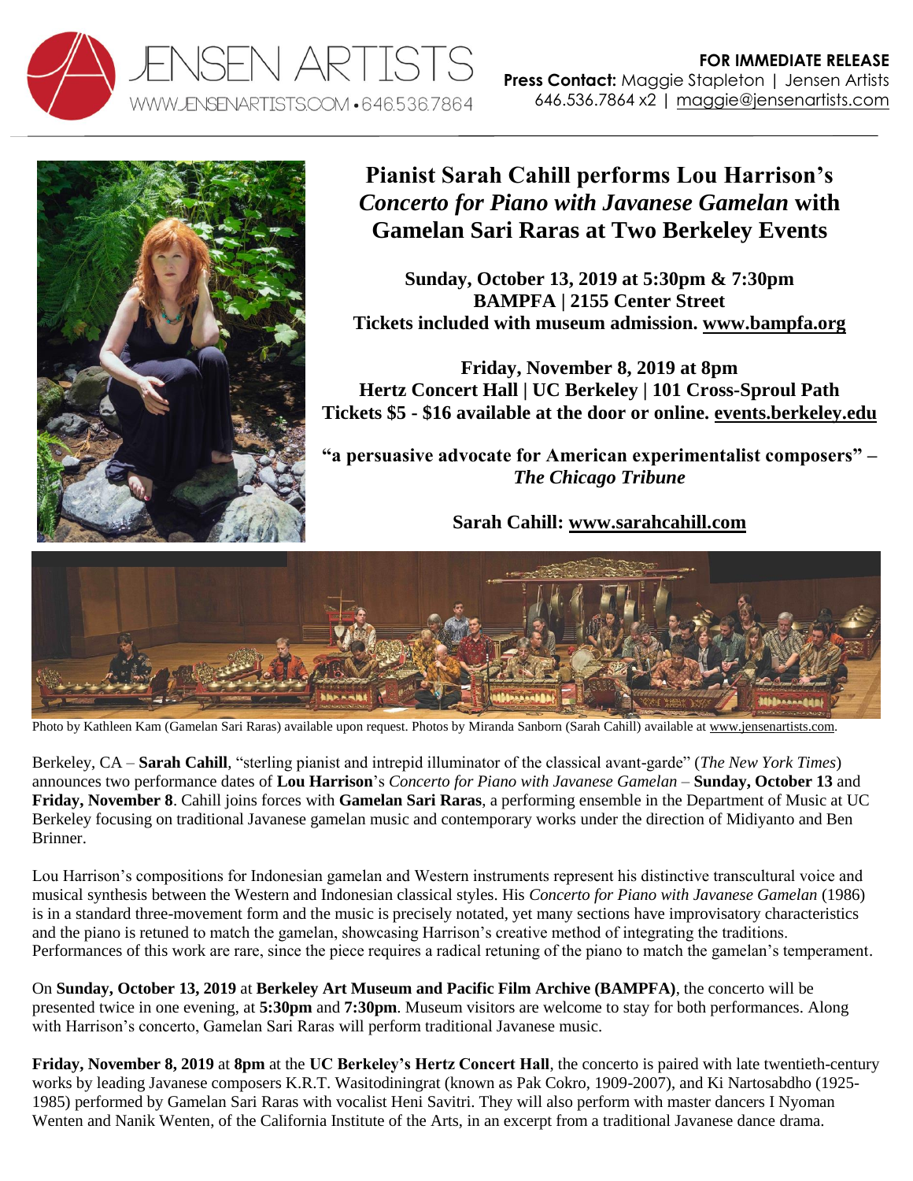JENSEN ARTISTS
WWW.JENSENARTISTS.COM • 646.536.7864

**FOR IMMEDIATE RELEASE**
**Press Contact:** Maggie Stapleton | Jensen Artists
646.536.7864 x2 | maggie@jensenartists.com

# Pianist Sarah Cahill performs Lou Harrison's *Concerto for Piano with Javanese Gamelan* with Gamelan Sari Raras at Two Berkeley Events

**Sunday, October 13, 2019 at 5:30pm & 7:30pm**
**BAMPFA | 2155 Center Street**
**Tickets included with museum admission. www.bampfa.org**

**Friday, November 8, 2019 at 8pm**
**Hertz Concert Hall | UC Berkeley | 101 Cross-Sproul Path**
**Tickets $5 - $16 available at the door or online. events.berkeley.edu**

**"a persuasive advocate for American experimentalist composers" – *The Chicago Tribune***

**Sarah Cahill: www.sarahcahill.com**

Photo by Kathleen Kam (Gamelan Sari Raras) available upon request. Photos by Miranda Sanborn (Sarah Cahill) available at www.jensenartists.com.

Berkeley, CA – **Sarah Cahill**, "sterling pianist and intrepid illuminator of the classical avant-garde" (*The New York Times*) announces two performance dates of **Lou Harrison**'s *Concerto for Piano with Javanese Gamelan* – **Sunday, October 13** and **Friday, November 8**. Cahill joins forces with **Gamelan Sari Raras**, a performing ensemble in the Department of Music at UC Berkeley focusing on traditional Javanese gamelan music and contemporary works under the direction of Midiyanto and Ben Brinner.

Lou Harrison's compositions for Indonesian gamelan and Western instruments represent his distinctive transcultural voice and musical synthesis between the Western and Indonesian classical styles. His *Concerto for Piano with Javanese Gamelan* (1986) is in a standard three-movement form and the music is precisely notated, yet many sections have improvisatory characteristics and the piano is retuned to match the gamelan, showcasing Harrison's creative method of integrating the traditions. Performances of this work are rare, since the piece requires a radical retuning of the piano to match the gamelan's temperament.

On **Sunday, October 13, 2019** at **Berkeley Art Museum and Pacific Film Archive (BAMPFA)**, the concerto will be presented twice in one evening, at **5:30pm** and **7:30pm**. Museum visitors are welcome to stay for both performances. Along with Harrison's concerto, Gamelan Sari Raras will perform traditional Javanese music.

**Friday, November 8, 2019** at **8pm** at the **UC Berkeley's Hertz Concert Hall**, the concerto is paired with late twentieth-century works by leading Javanese composers K.R.T. Wasitodiningrat (known as Pak Cokro, 1909-2007), and Ki Nartosabdho (1925-1985) performed by Gamelan Sari Raras with vocalist Heni Savitri. They will also perform with master dancers I Nyoman Wenten and Nanik Wenten, of the California Institute of the Arts, in an excerpt from a traditional Javanese dance drama.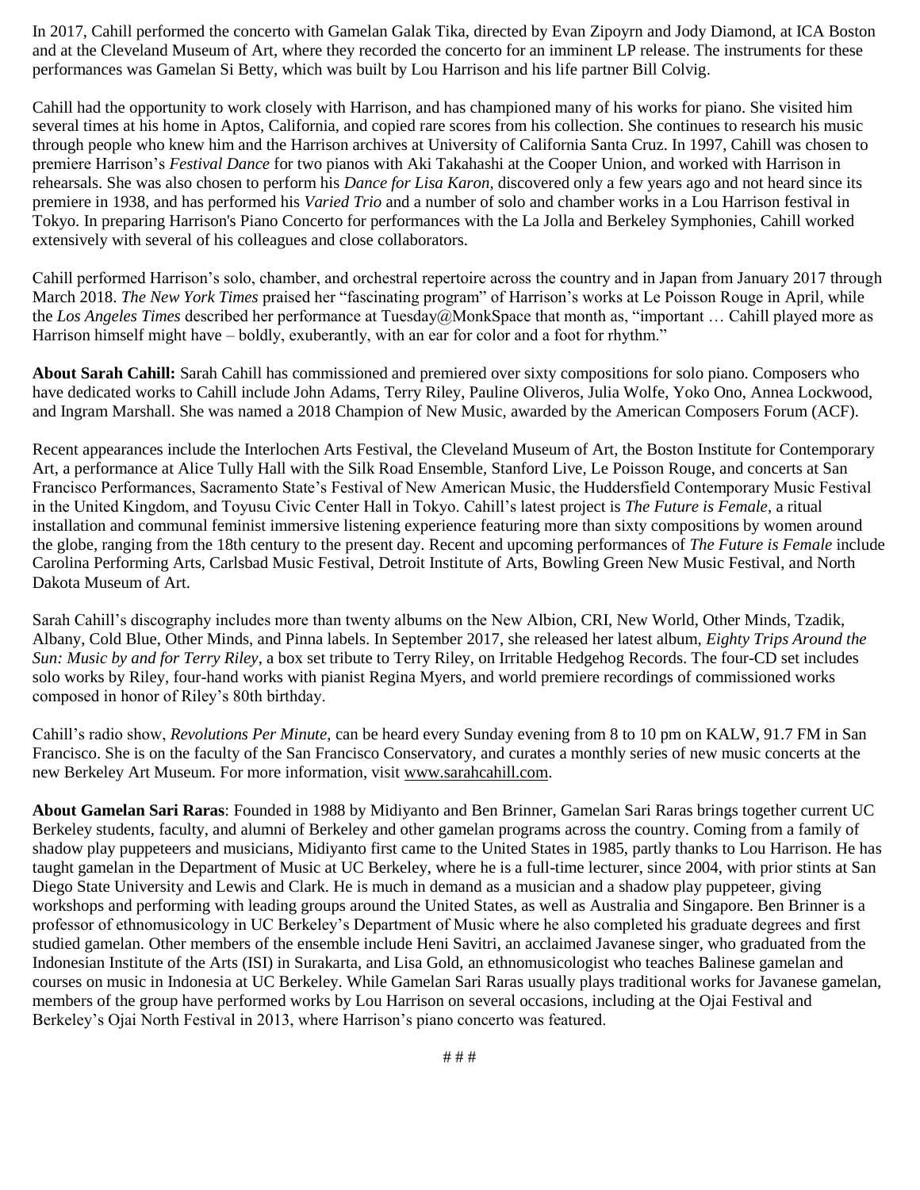In 2017, Cahill performed the concerto with Gamelan Galak Tika, directed by Evan Zipoyrn and Jody Diamond, at ICA Boston and at the Cleveland Museum of Art, where they recorded the concerto for an imminent LP release. The instruments for these performances was Gamelan Si Betty, which was built by Lou Harrison and his life partner Bill Colvig.

Cahill had the opportunity to work closely with Harrison, and has championed many of his works for piano. She visited him several times at his home in Aptos, California, and copied rare scores from his collection. She continues to research his music through people who knew him and the Harrison archives at University of California Santa Cruz. In 1997, Cahill was chosen to premiere Harrison's *Festival Dance* for two pianos with Aki Takahashi at the Cooper Union, and worked with Harrison in rehearsals. She was also chosen to perform his *Dance for Lisa Karon*, discovered only a few years ago and not heard since its premiere in 1938, and has performed his *Varied Trio* and a number of solo and chamber works in a Lou Harrison festival in Tokyo. In preparing Harrison's Piano Concerto for performances with the La Jolla and Berkeley Symphonies, Cahill worked extensively with several of his colleagues and close collaborators.

Cahill performed Harrison's solo, chamber, and orchestral repertoire across the country and in Japan from January 2017 through March 2018. *The New York Times* praised her "fascinating program" of Harrison's works at Le Poisson Rouge in April, while the *Los Angeles Times* described her performance at Tuesday@MonkSpace that month as, "important … Cahill played more as Harrison himself might have – boldly, exuberantly, with an ear for color and a foot for rhythm."

**About Sarah Cahill:** Sarah Cahill has commissioned and premiered over sixty compositions for solo piano. Composers who have dedicated works to Cahill include John Adams, Terry Riley, Pauline Oliveros, Julia Wolfe, Yoko Ono, Annea Lockwood, and Ingram Marshall. She was named a 2018 Champion of New Music, awarded by the American Composers Forum (ACF).

Recent appearances include the Interlochen Arts Festival, the Cleveland Museum of Art, the Boston Institute for Contemporary Art, a performance at Alice Tully Hall with the Silk Road Ensemble, Stanford Live, Le Poisson Rouge, and concerts at San Francisco Performances, Sacramento State's Festival of New American Music, the Huddersfield Contemporary Music Festival in the United Kingdom, and Toyusu Civic Center Hall in Tokyo. Cahill's latest project is *The Future is Female*, a ritual installation and communal feminist immersive listening experience featuring more than sixty compositions by women around the globe, ranging from the 18th century to the present day. Recent and upcoming performances of *The Future is Female* include Carolina Performing Arts, Carlsbad Music Festival, Detroit Institute of Arts, Bowling Green New Music Festival, and North Dakota Museum of Art.

Sarah Cahill's discography includes more than twenty albums on the New Albion, CRI, New World, Other Minds, Tzadik, Albany, Cold Blue, Other Minds, and Pinna labels. In September 2017, she released her latest album, *Eighty Trips Around the Sun: Music by and for Terry Riley*, a box set tribute to Terry Riley, on Irritable Hedgehog Records. The four-CD set includes solo works by Riley, four-hand works with pianist Regina Myers, and world premiere recordings of commissioned works composed in honor of Riley's 80th birthday.

Cahill's radio show, *Revolutions Per Minute,* can be heard every Sunday evening from 8 to 10 pm on KALW, 91.7 FM in San Francisco. She is on the faculty of the San Francisco Conservatory, and curates a monthly series of new music concerts at the new Berkeley Art Museum. For more information, visit www.sarahcahill.com.

**About Gamelan Sari Raras**: Founded in 1988 by Midiyanto and Ben Brinner, Gamelan Sari Raras brings together current UC Berkeley students, faculty, and alumni of Berkeley and other gamelan programs across the country. Coming from a family of shadow play puppeteers and musicians, Midiyanto first came to the United States in 1985, partly thanks to Lou Harrison. He has taught gamelan in the Department of Music at UC Berkeley, where he is a full-time lecturer, since 2004, with prior stints at San Diego State University and Lewis and Clark. He is much in demand as a musician and a shadow play puppeteer, giving workshops and performing with leading groups around the United States, as well as Australia and Singapore. Ben Brinner is a professor of ethnomusicology in UC Berkeley's Department of Music where he also completed his graduate degrees and first studied gamelan. Other members of the ensemble include Heni Savitri, an acclaimed Javanese singer, who graduated from the Indonesian Institute of the Arts (ISI) in Surakarta, and Lisa Gold, an ethnomusicologist who teaches Balinese gamelan and courses on music in Indonesia at UC Berkeley. While Gamelan Sari Raras usually plays traditional works for Javanese gamelan, members of the group have performed works by Lou Harrison on several occasions, including at the Ojai Festival and Berkeley's Ojai North Festival in 2013, where Harrison's piano concerto was featured.

# # #